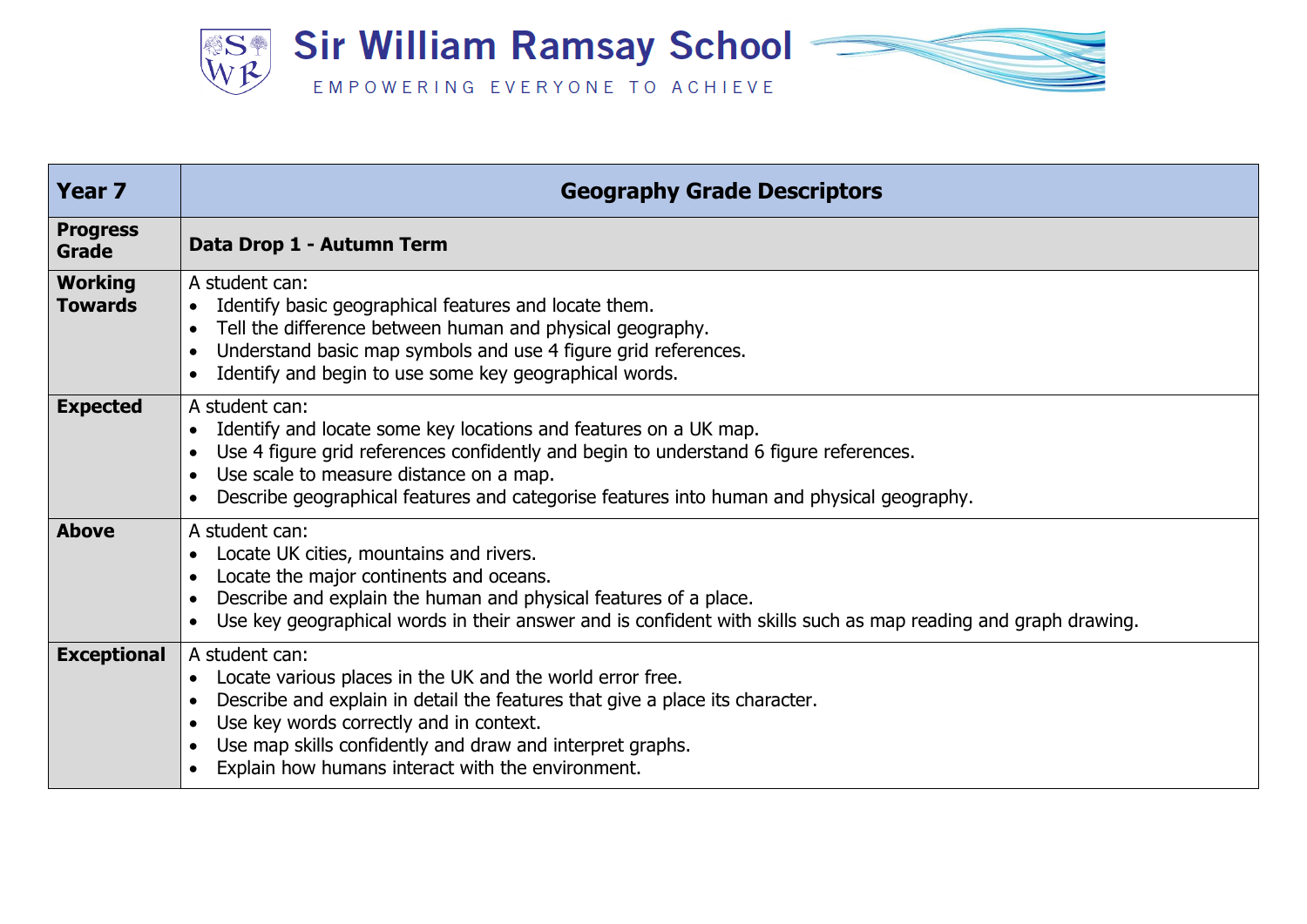# Sir William Ramsay School

EMPOWERING EVERYONE TO ACHIEVE

| Year 7 | Geography Grade Descriptors |
|---|---|
| **Progress Grade** | **Data Drop 1 - Autumn Term** |
| **Working Towards** | A student can:<br>• Identify basic geographical features and locate them.<br>• Tell the difference between human and physical geography.<br>• Understand basic map symbols and use 4 figure grid references.<br>• Identify and begin to use some key geographical words. |
| **Expected** | A student can:<br>• Identify and locate some key locations and features on a UK map.<br>• Use 4 figure grid references confidently and begin to understand 6 figure references.<br>• Use scale to measure distance on a map.<br>• Describe geographical features and categorise features into human and physical geography. |
| **Above** | A student can:<br>• Locate UK cities, mountains and rivers.<br>• Locate the major continents and oceans.<br>• Describe and explain the human and physical features of a place.<br>• Use key geographical words in their answer and is confident with skills such as map reading and graph drawing. |
| **Exceptional** | A student can:<br>• Locate various places in the UK and the world error free.<br>• Describe and explain in detail the features that give a place its character.<br>• Use key words correctly and in context.<br>• Use map skills confidently and draw and interpret graphs.<br>• Explain how humans interact with the environment. |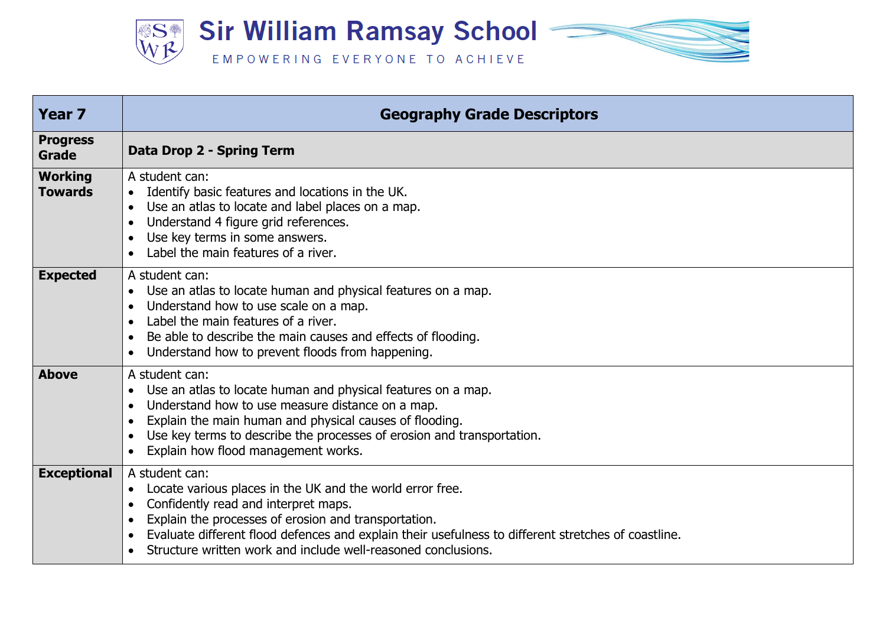# Sir William Ramsay School

EMPOWERING EVERYONE TO ACHIEVE

| Year 7 | Geography Grade Descriptors |
|---|---|
| **Progress Grade** | **Data Drop 2 - Spring Term** |
| **Working Towards** | A student can:<br>• Identify basic features and locations in the UK.<br>• Use an atlas to locate and label places on a map.<br>• Understand 4 figure grid references.<br>• Use key terms in some answers.<br>• Label the main features of a river. |
| **Expected** | A student can:<br>• Use an atlas to locate human and physical features on a map.<br>• Understand how to use scale on a map.<br>• Label the main features of a river.<br>• Be able to describe the main causes and effects of flooding.<br>• Understand how to prevent floods from happening. |
| **Above** | A student can:<br>• Use an atlas to locate human and physical features on a map.<br>• Understand how to use measure distance on a map.<br>• Explain the main human and physical causes of flooding.<br>• Use key terms to describe the processes of erosion and transportation.<br>• Explain how flood management works. |
| **Exceptional** | A student can:<br>• Locate various places in the UK and the world error free.<br>• Confidently read and interpret maps.<br>• Explain the processes of erosion and transportation.<br>• Evaluate different flood defences and explain their usefulness to different stretches of coastline.<br>• Structure written work and include well-reasoned conclusions. |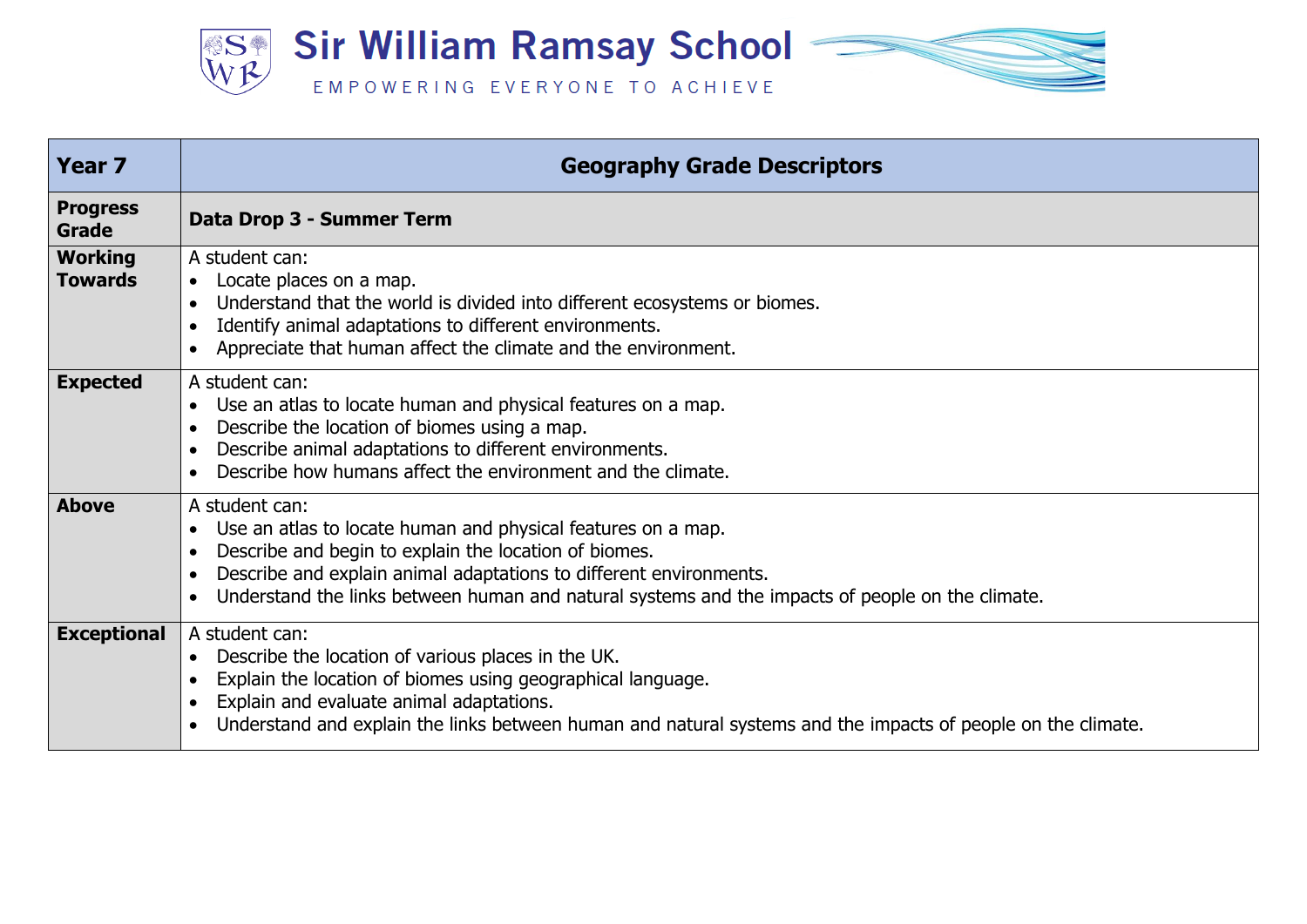# Sir William Ramsay School

EMPOWERING EVERYONE TO ACHIEVE

| Year 7 | Geography Grade Descriptors |
|---|---|
| **Progress Grade** | **Data Drop 3 - Summer Term** |
| **Working Towards** | A student can:<br>• Locate places on a map.<br>• Understand that the world is divided into different ecosystems or biomes.<br>• Identify animal adaptations to different environments.<br>• Appreciate that human affect the climate and the environment. |
| **Expected** | A student can:<br>• Use an atlas to locate human and physical features on a map.<br>• Describe the location of biomes using a map.<br>• Describe animal adaptations to different environments.<br>• Describe how humans affect the environment and the climate. |
| **Above** | A student can:<br>• Use an atlas to locate human and physical features on a map.<br>• Describe and begin to explain the location of biomes.<br>• Describe and explain animal adaptations to different environments.<br>• Understand the links between human and natural systems and the impacts of people on the climate. |
| **Exceptional** | A student can:<br>• Describe the location of various places in the UK.<br>• Explain the location of biomes using geographical language.<br>• Explain and evaluate animal adaptations.<br>• Understand and explain the links between human and natural systems and the impacts of people on the climate. |